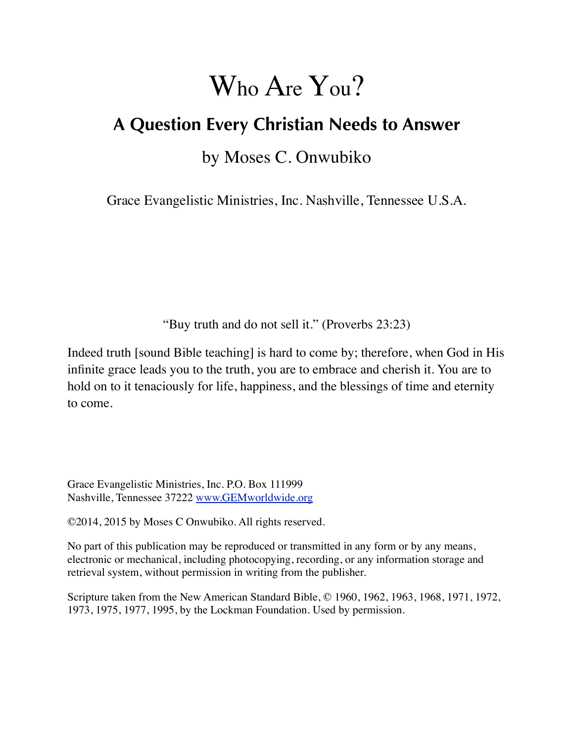# Who Are You?

## A Question Every Christian Needs to Answer

by Moses C. Onwubiko

Grace Evangelistic Ministries, Inc. Nashville, Tennessee U.S.A.

"Buy truth and do not sell it." (Proverbs 23:23)

Indeed truth [sound Bible teaching] is hard to come by; therefore, when God in His infinite grace leads you to the truth, you are to embrace and cherish it. You are to hold on to it tenaciously for life, happiness, and the blessings of time and eternity to come.

Grace Evangelistic Ministries, Inc. P.O. Box 111999
Nashville, Tennessee 37222 www.GEMworldwide.org

©2014, 2015 by Moses C Onwubiko. All rights reserved.

No part of this publication may be reproduced or transmitted in any form or by any means, electronic or mechanical, including photocopying, recording, or any information storage and retrieval system, without permission in writing from the publisher.

Scripture taken from the New American Standard Bible, © 1960, 1962, 1963, 1968, 1971, 1972, 1973, 1975, 1977, 1995, by the Lockman Foundation. Used by permission.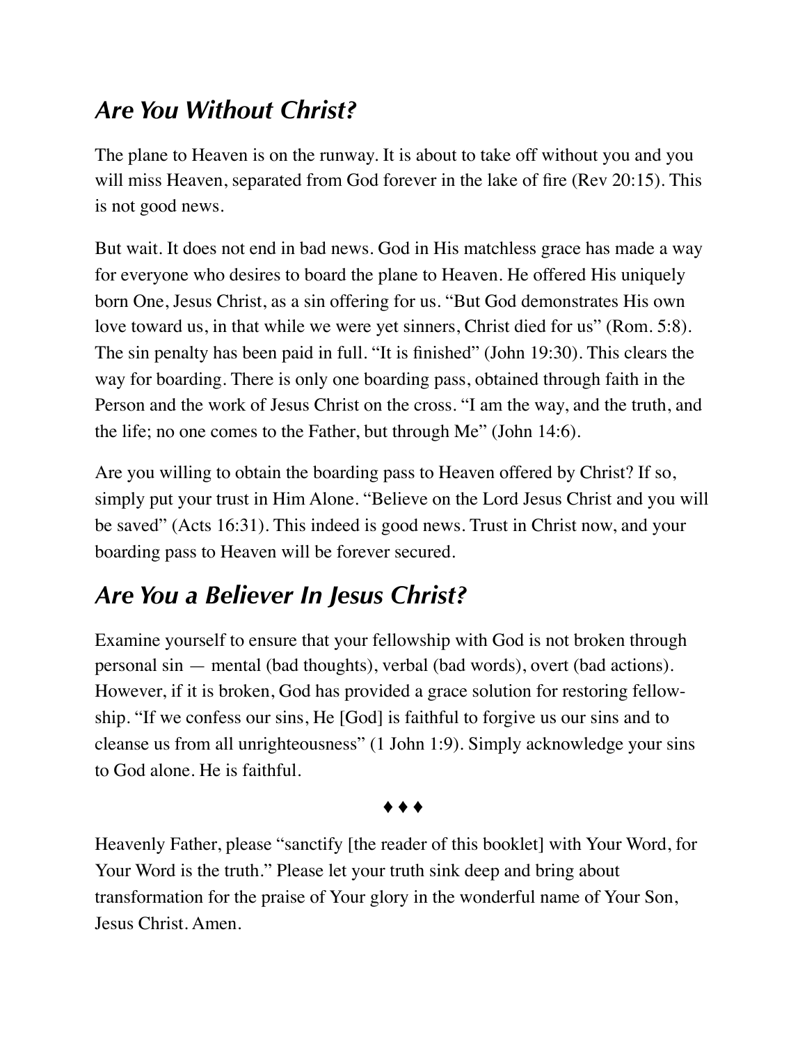## *Are You Without Christ?*

The plane to Heaven is on the runway. It is about to take off without you and you will miss Heaven, separated from God forever in the lake of fire (Rev 20:15). This is not good news.

But wait. It does not end in bad news. God in His matchless grace has made a way for everyone who desires to board the plane to Heaven. He offered His uniquely born One, Jesus Christ, as a sin offering for us. "But God demonstrates His own love toward us, in that while we were yet sinners, Christ died for us" (Rom. 5:8). The sin penalty has been paid in full. "It is finished" (John 19:30). This clears the way for boarding. There is only one boarding pass, obtained through faith in the Person and the work of Jesus Christ on the cross. "I am the way, and the truth, and the life; no one comes to the Father, but through Me" (John 14:6).

Are you willing to obtain the boarding pass to Heaven offered by Christ? If so, simply put your trust in Him Alone. "Believe on the Lord Jesus Christ and you will be saved" (Acts 16:31). This indeed is good news. Trust in Christ now, and your boarding pass to Heaven will be forever secured.

## *Are You a Believer In Jesus Christ?*

Examine yourself to ensure that your fellowship with God is not broken through personal sin — mental (bad thoughts), verbal (bad words), overt (bad actions). However, if it is broken, God has provided a grace solution for restoring fellowship. "If we confess our sins, He [God] is faithful to forgive us our sins and to cleanse us from all unrighteousness" (1 John 1:9). Simply acknowledge your sins to God alone. He is faithful.

♦ ♦ ♦

Heavenly Father, please "sanctify [the reader of this booklet] with Your Word, for Your Word is the truth." Please let your truth sink deep and bring about transformation for the praise of Your glory in the wonderful name of Your Son, Jesus Christ. Amen.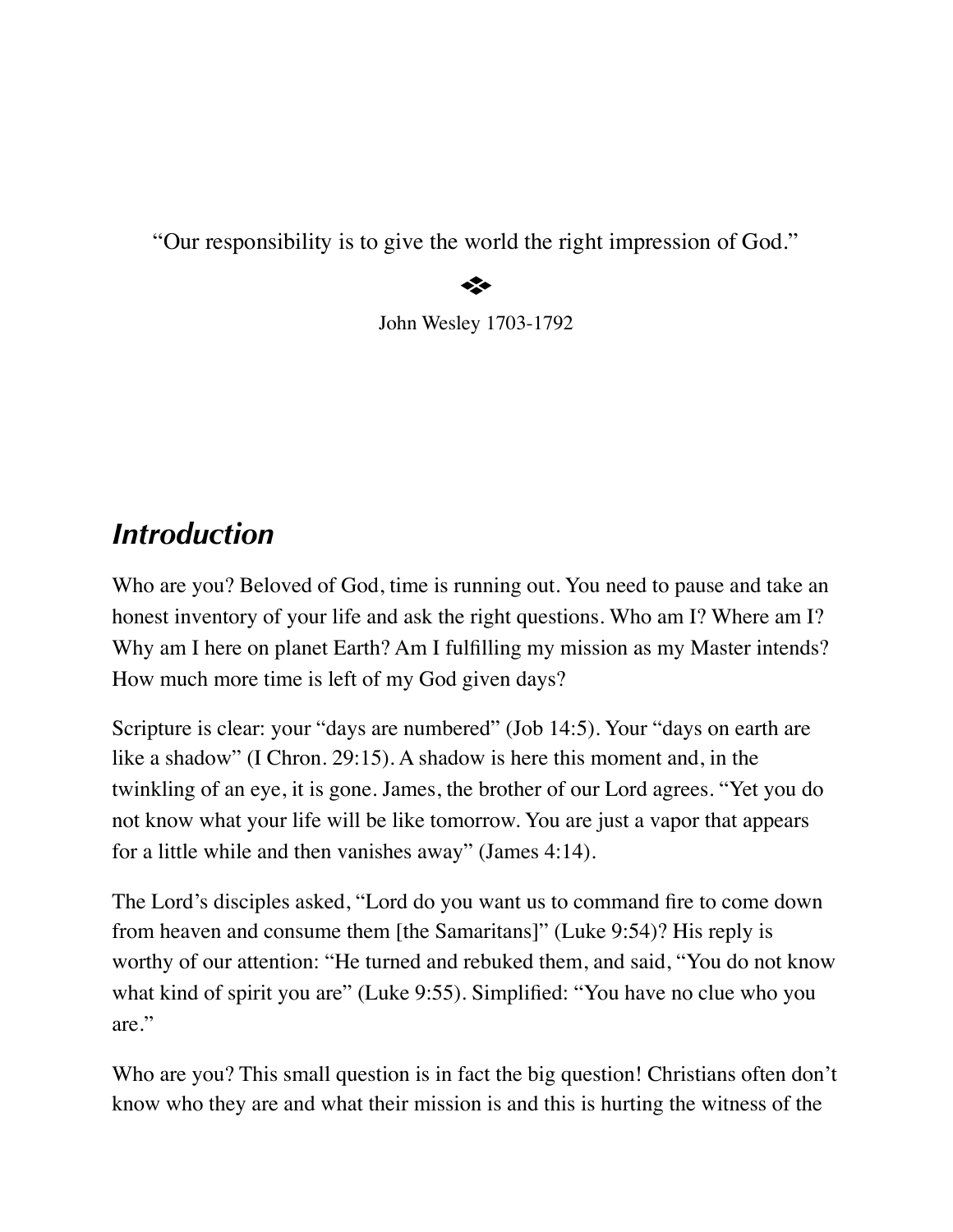"Our responsibility is to give the world the right impression of God."

❖

John Wesley 1703-1792

## *Introduction*

Who are you? Beloved of God, time is running out. You need to pause and take an honest inventory of your life and ask the right questions. Who am I? Where am I? Why am I here on planet Earth? Am I fulfilling my mission as my Master intends? How much more time is left of my God given days?

Scripture is clear: your "days are numbered" (Job 14:5). Your "days on earth are like a shadow" (I Chron. 29:15). A shadow is here this moment and, in the twinkling of an eye, it is gone. James, the brother of our Lord agrees. "Yet you do not know what your life will be like tomorrow. You are just a vapor that appears for a little while and then vanishes away" (James 4:14).

The Lord's disciples asked, "Lord do you want us to command fire to come down from heaven and consume them [the Samaritans]" (Luke 9:54)? His reply is worthy of our attention: "He turned and rebuked them, and said, "You do not know what kind of spirit you are" (Luke 9:55). Simplified: "You have no clue who you are."

Who are you? This small question is in fact the big question! Christians often don't know who they are and what their mission is and this is hurting the witness of the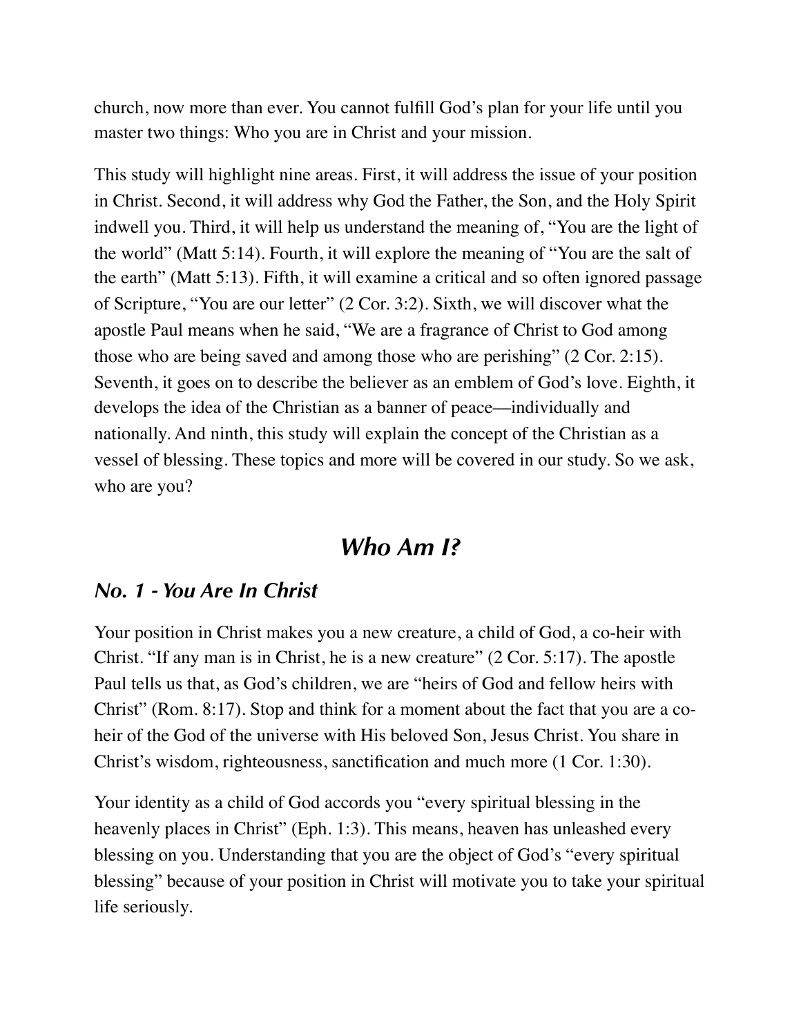church, now more than ever. You cannot fulfill God's plan for your life until you master two things: Who you are in Christ and your mission.

This study will highlight nine areas. First, it will address the issue of your position in Christ. Second, it will address why God the Father, the Son, and the Holy Spirit indwell you. Third, it will help us understand the meaning of, "You are the light of the world" (Matt 5:14). Fourth, it will explore the meaning of "You are the salt of the earth" (Matt 5:13). Fifth, it will examine a critical and so often ignored passage of Scripture, "You are our letter" (2 Cor. 3:2). Sixth, we will discover what the apostle Paul means when he said, "We are a fragrance of Christ to God among those who are being saved and among those who are perishing" (2 Cor. 2:15). Seventh, it goes on to describe the believer as an emblem of God's love. Eighth, it develops the idea of the Christian as a banner of peace—individually and nationally. And ninth, this study will explain the concept of the Christian as a vessel of blessing. These topics and more will be covered in our study. So we ask, who are you?

## *Who Am I?*

### *No. 1 - You Are In Christ*

Your position in Christ makes you a new creature, a child of God, a co-heir with Christ. "If any man is in Christ, he is a new creature" (2 Cor. 5:17). The apostle Paul tells us that, as God's children, we are "heirs of God and fellow heirs with Christ" (Rom. 8:17). Stop and think for a moment about the fact that you are a co-heir of the God of the universe with His beloved Son, Jesus Christ. You share in Christ's wisdom, righteousness, sanctification and much more (1 Cor. 1:30).

Your identity as a child of God accords you "every spiritual blessing in the heavenly places in Christ" (Eph. 1:3). This means, heaven has unleashed every blessing on you. Understanding that you are the object of God's "every spiritual blessing" because of your position in Christ will motivate you to take your spiritual life seriously.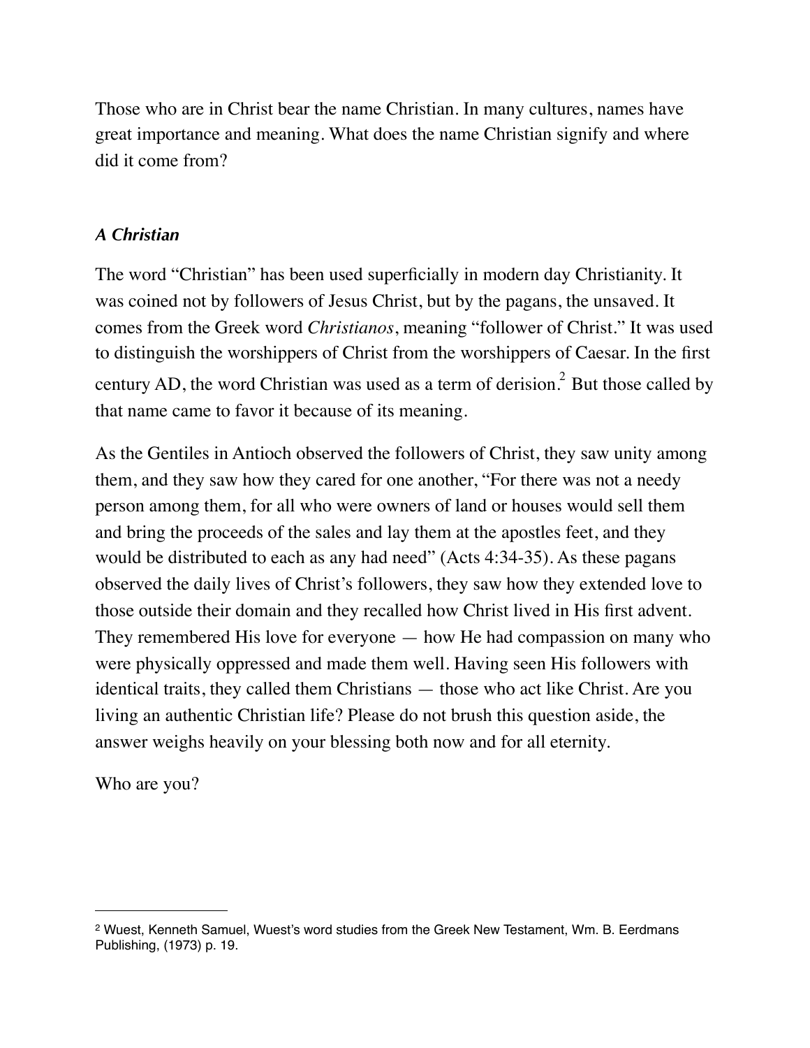Those who are in Christ bear the name Christian. In many cultures, names have great importance and meaning. What does the name Christian signify and where did it come from?

### *A Christian*

The word "Christian" has been used superficially in modern day Christianity. It was coined not by followers of Jesus Christ, but by the pagans, the unsaved. It comes from the Greek word *Christianos*, meaning "follower of Christ." It was used to distinguish the worshippers of Christ from the worshippers of Caesar. In the first century AD, the word Christian was used as a term of derision.[2] But those called by that name came to favor it because of its meaning.

As the Gentiles in Antioch observed the followers of Christ, they saw unity among them, and they saw how they cared for one another, "For there was not a needy person among them, for all who were owners of land or houses would sell them and bring the proceeds of the sales and lay them at the apostles feet, and they would be distributed to each as any had need" (Acts 4:34-35). As these pagans observed the daily lives of Christ's followers, they saw how they extended love to those outside their domain and they recalled how Christ lived in His first advent. They remembered His love for everyone — how He had compassion on many who were physically oppressed and made them well. Having seen His followers with identical traits, they called them Christians — those who act like Christ. Are you living an authentic Christian life? Please do not brush this question aside, the answer weighs heavily on your blessing both now and for all eternity.

Who are you?

---

[2] Wuest, Kenneth Samuel, Wuest's word studies from the Greek New Testament, Wm. B. Eerdmans Publishing, (1973) p. 19.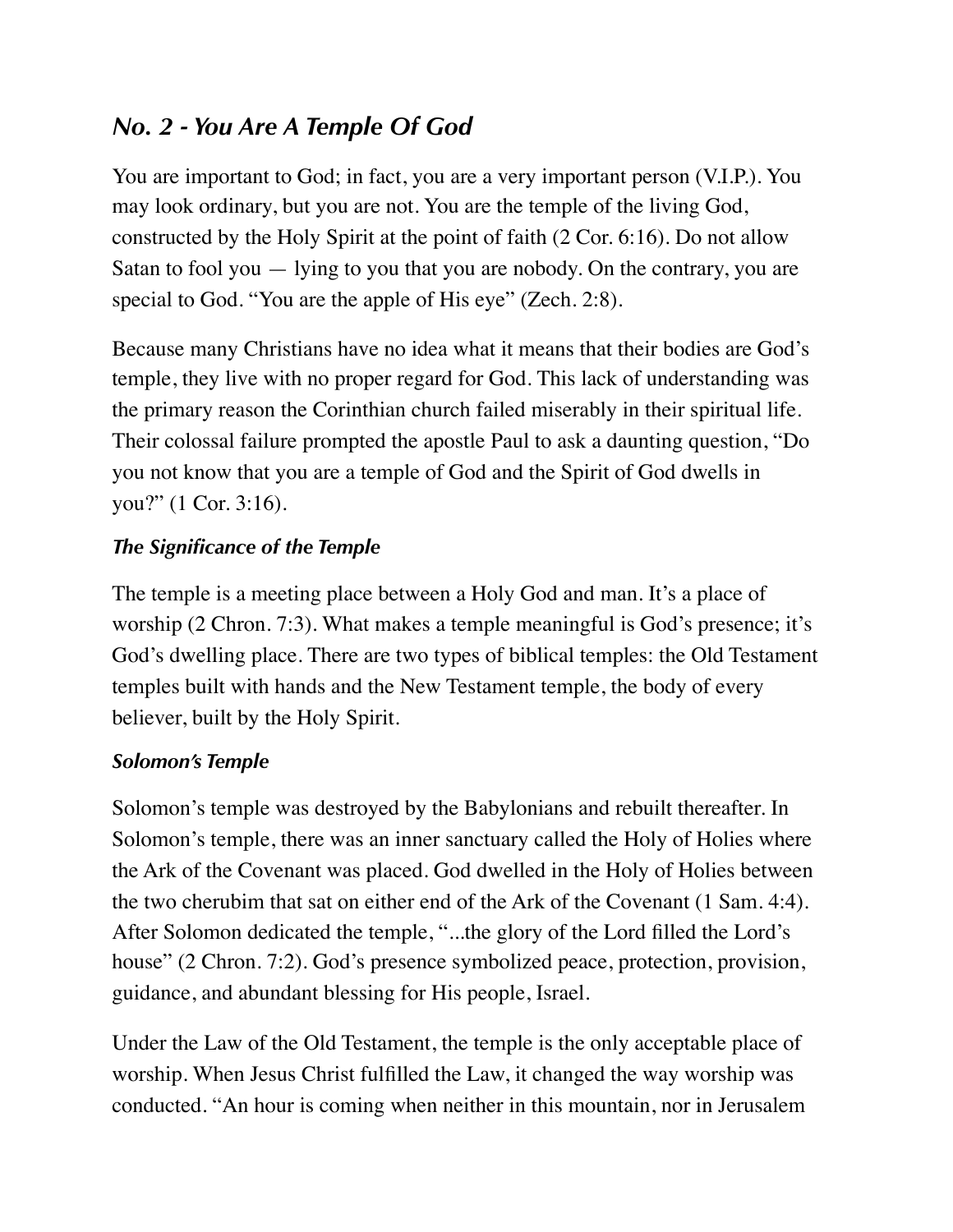## *No. 2 - You Are A Temple Of God*

You are important to God; in fact, you are a very important person (V.I.P.). You may look ordinary, but you are not. You are the temple of the living God, constructed by the Holy Spirit at the point of faith (2 Cor. 6:16). Do not allow Satan to fool you — lying to you that you are nobody. On the contrary, you are special to God. "You are the apple of His eye" (Zech. 2:8).

Because many Christians have no idea what it means that their bodies are God's temple, they live with no proper regard for God. This lack of understanding was the primary reason the Corinthian church failed miserably in their spiritual life. Their colossal failure prompted the apostle Paul to ask a daunting question, "Do you not know that you are a temple of God and the Spirit of God dwells in you?" (1 Cor. 3:16).

### *The Significance of the Temple*

The temple is a meeting place between a Holy God and man. It's a place of worship (2 Chron. 7:3). What makes a temple meaningful is God's presence; it's God's dwelling place. There are two types of biblical temples: the Old Testament temples built with hands and the New Testament temple, the body of every believer, built by the Holy Spirit.

### *Solomon's Temple*

Solomon's temple was destroyed by the Babylonians and rebuilt thereafter. In Solomon's temple, there was an inner sanctuary called the Holy of Holies where the Ark of the Covenant was placed. God dwelled in the Holy of Holies between the two cherubim that sat on either end of the Ark of the Covenant (1 Sam. 4:4). After Solomon dedicated the temple, "...the glory of the Lord filled the Lord's house" (2 Chron. 7:2). God's presence symbolized peace, protection, provision, guidance, and abundant blessing for His people, Israel.

Under the Law of the Old Testament, the temple is the only acceptable place of worship. When Jesus Christ fulfilled the Law, it changed the way worship was conducted. "An hour is coming when neither in this mountain, nor in Jerusalem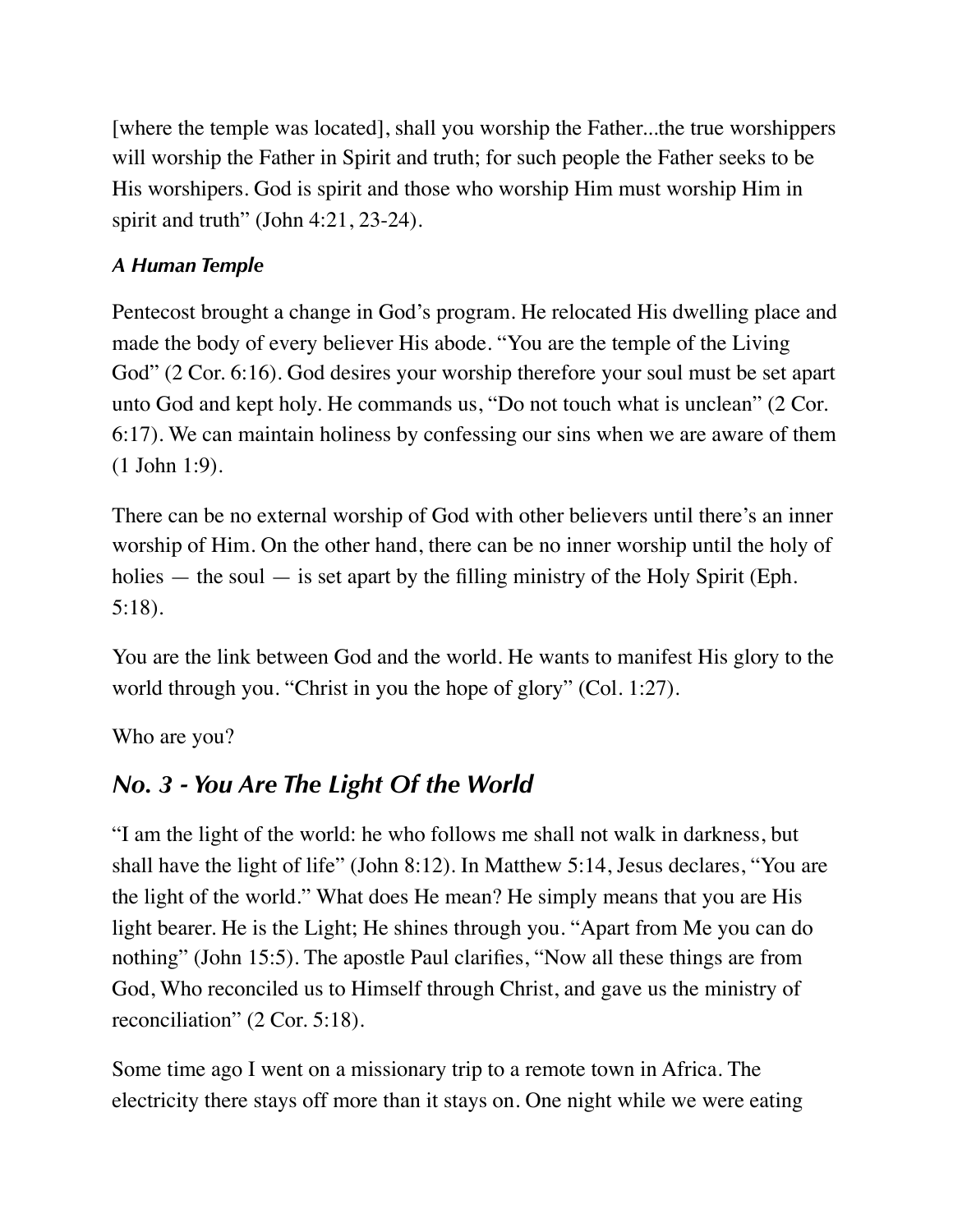[where the temple was located], shall you worship the Father...the true worshippers will worship the Father in Spirit and truth; for such people the Father seeks to be His worshipers. God is spirit and those who worship Him must worship Him in spirit and truth" (John 4:21, 23-24).

### *A Human Temple*

Pentecost brought a change in God's program. He relocated His dwelling place and made the body of every believer His abode. "You are the temple of the Living God" (2 Cor. 6:16). God desires your worship therefore your soul must be set apart unto God and kept holy. He commands us, "Do not touch what is unclean" (2 Cor. 6:17). We can maintain holiness by confessing our sins when we are aware of them (1 John 1:9).

There can be no external worship of God with other believers until there's an inner worship of Him. On the other hand, there can be no inner worship until the holy of holies — the soul — is set apart by the filling ministry of the Holy Spirit (Eph. 5:18).

You are the link between God and the world. He wants to manifest His glory to the world through you. "Christ in you the hope of glory" (Col. 1:27).

Who are you?

## *No. 3 - You Are The Light Of the World*

"I am the light of the world: he who follows me shall not walk in darkness, but shall have the light of life" (John 8:12). In Matthew 5:14, Jesus declares, "You are the light of the world." What does He mean? He simply means that you are His light bearer. He is the Light; He shines through you. "Apart from Me you can do nothing" (John 15:5). The apostle Paul clarifies, "Now all these things are from God, Who reconciled us to Himself through Christ, and gave us the ministry of reconciliation" (2 Cor. 5:18).

Some time ago I went on a missionary trip to a remote town in Africa. The electricity there stays off more than it stays on. One night while we were eating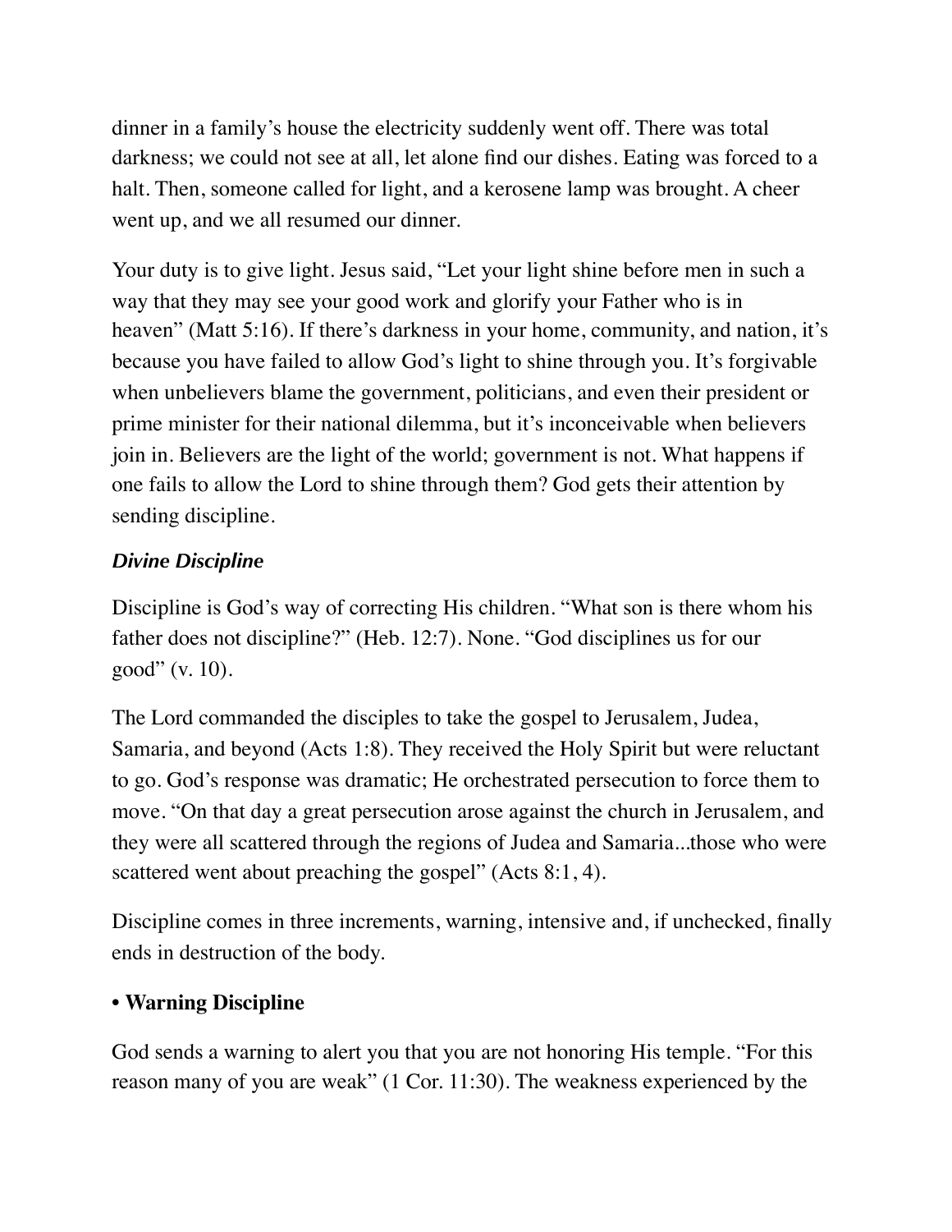dinner in a family's house the electricity suddenly went off. There was total darkness; we could not see at all, let alone find our dishes. Eating was forced to a halt. Then, someone called for light, and a kerosene lamp was brought. A cheer went up, and we all resumed our dinner.

Your duty is to give light. Jesus said, "Let your light shine before men in such a way that they may see your good work and glorify your Father who is in heaven" (Matt 5:16). If there's darkness in your home, community, and nation, it's because you have failed to allow God's light to shine through you. It's forgivable when unbelievers blame the government, politicians, and even their president or prime minister for their national dilemma, but it's inconceivable when believers join in. Believers are the light of the world; government is not. What happens if one fails to allow the Lord to shine through them? God gets their attention by sending discipline.

### *Divine Discipline*

Discipline is God's way of correcting His children. "What son is there whom his father does not discipline?" (Heb. 12:7). None. "God disciplines us for our good" (v. 10).

The Lord commanded the disciples to take the gospel to Jerusalem, Judea, Samaria, and beyond (Acts 1:8). They received the Holy Spirit but were reluctant to go. God's response was dramatic; He orchestrated persecution to force them to move. "On that day a great persecution arose against the church in Jerusalem, and they were all scattered through the regions of Judea and Samaria...those who were scattered went about preaching the gospel" (Acts 8:1, 4).

Discipline comes in three increments, warning, intensive and, if unchecked, finally ends in destruction of the body.

- **Warning Discipline**

God sends a warning to alert you that you are not honoring His temple. "For this reason many of you are weak" (1 Cor. 11:30). The weakness experienced by the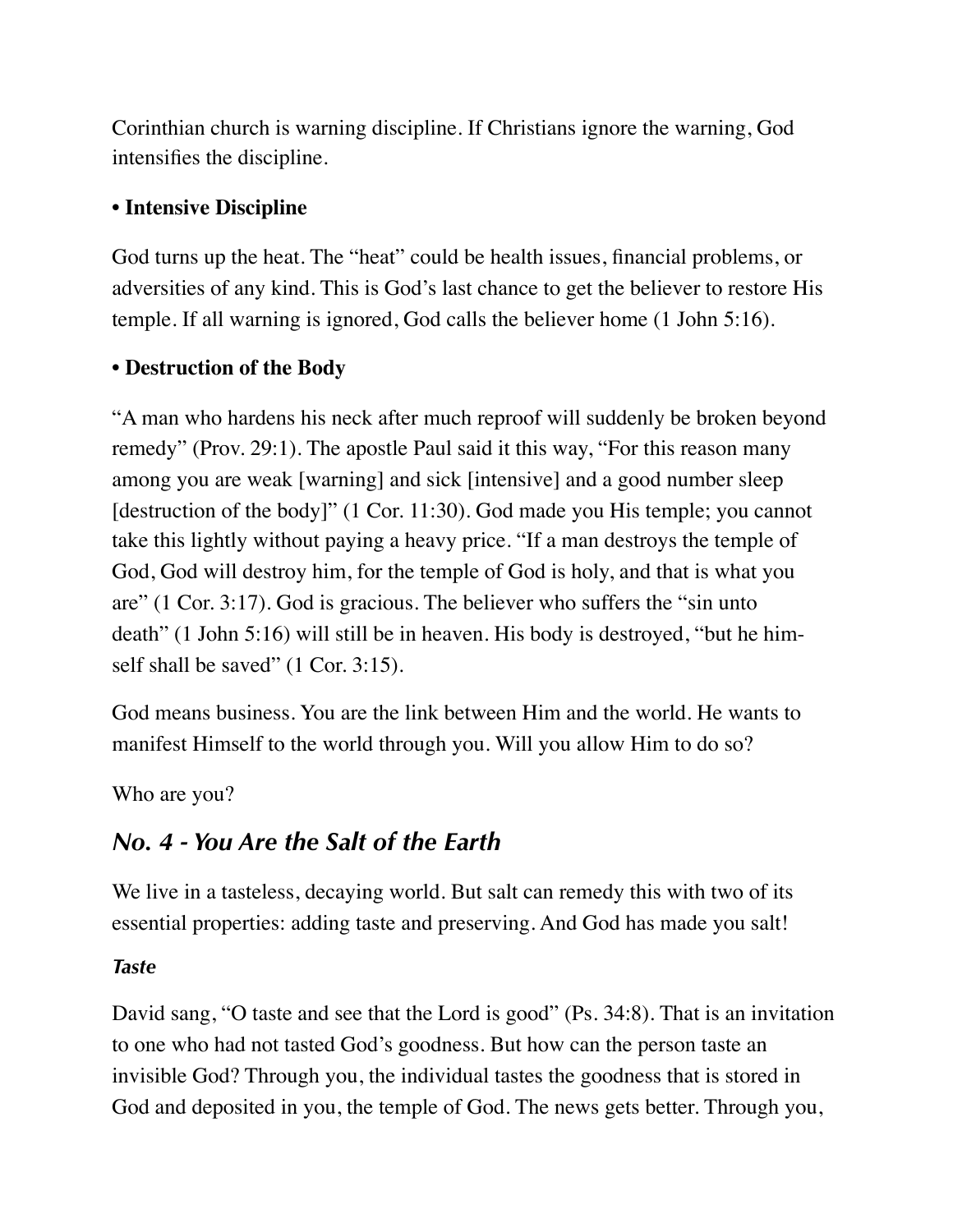Corinthian church is warning discipline. If Christians ignore the warning, God intensifies the discipline.

**• Intensive Discipline**

God turns up the heat. The "heat" could be health issues, financial problems, or adversities of any kind. This is God's last chance to get the believer to restore His temple. If all warning is ignored, God calls the believer home (1 John 5:16).

**• Destruction of the Body**

"A man who hardens his neck after much reproof will suddenly be broken beyond remedy" (Prov. 29:1). The apostle Paul said it this way, "For this reason many among you are weak [warning] and sick [intensive] and a good number sleep [destruction of the body]" (1 Cor. 11:30). God made you His temple; you cannot take this lightly without paying a heavy price. "If a man destroys the temple of God, God will destroy him, for the temple of God is holy, and that is what you are" (1 Cor. 3:17). God is gracious. The believer who suffers the "sin unto death" (1 John 5:16) will still be in heaven. His body is destroyed, "but he himself shall be saved" (1 Cor. 3:15).

God means business. You are the link between Him and the world. He wants to manifest Himself to the world through you. Will you allow Him to do so?

Who are you?

## *No. 4 - You Are the Salt of the Earth*

We live in a tasteless, decaying world. But salt can remedy this with two of its essential properties: adding taste and preserving. And God has made you salt!

### *Taste*

David sang, "O taste and see that the Lord is good" (Ps. 34:8). That is an invitation to one who had not tasted God's goodness. But how can the person taste an invisible God? Through you, the individual tastes the goodness that is stored in God and deposited in you, the temple of God. The news gets better. Through you,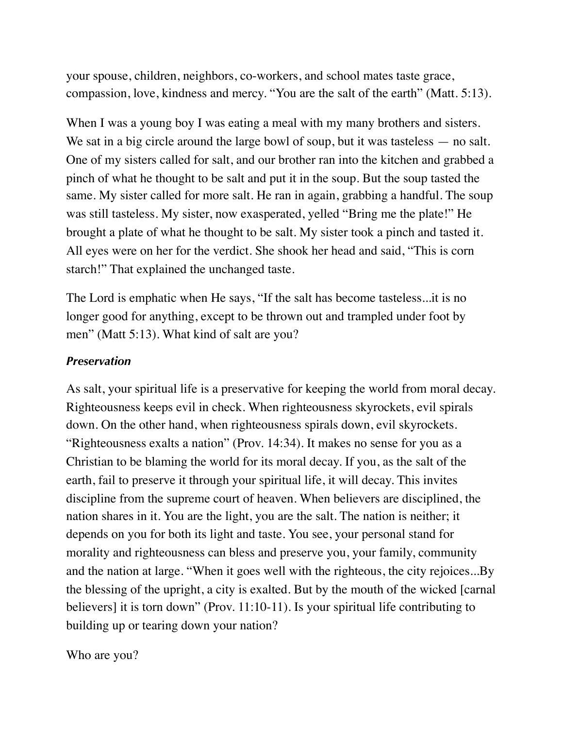your spouse, children, neighbors, co-workers, and school mates taste grace, compassion, love, kindness and mercy. “You are the salt of the earth” (Matt. 5:13).

When I was a young boy I was eating a meal with my many brothers and sisters. We sat in a big circle around the large bowl of soup, but it was tasteless — no salt. One of my sisters called for salt, and our brother ran into the kitchen and grabbed a pinch of what he thought to be salt and put it in the soup. But the soup tasted the same. My sister called for more salt. He ran in again, grabbing a handful. The soup was still tasteless. My sister, now exasperated, yelled “Bring me the plate!” He brought a plate of what he thought to be salt. My sister took a pinch and tasted it. All eyes were on her for the verdict. She shook her head and said, “This is corn starch!” That explained the unchanged taste.

The Lord is emphatic when He says, “If the salt has become tasteless...it is no longer good for anything, except to be thrown out and trampled under foot by men” (Matt 5:13). What kind of salt are you?

***Preservation***

As salt, your spiritual life is a preservative for keeping the world from moral decay. Righteousness keeps evil in check. When righteousness skyrockets, evil spirals down. On the other hand, when righteousness spirals down, evil skyrockets. “Righteousness exalts a nation” (Prov. 14:34). It makes no sense for you as a Christian to be blaming the world for its moral decay. If you, as the salt of the earth, fail to preserve it through your spiritual life, it will decay. This invites discipline from the supreme court of heaven. When believers are disciplined, the nation shares in it. You are the light, you are the salt. The nation is neither; it depends on you for both its light and taste. You see, your personal stand for morality and righteousness can bless and preserve you, your family, community and the nation at large. “When it goes well with the righteous, the city rejoices...By the blessing of the upright, a city is exalted. But by the mouth of the wicked [carnal believers] it is torn down” (Prov. 11:10-11). Is your spiritual life contributing to building up or tearing down your nation?

Who are you?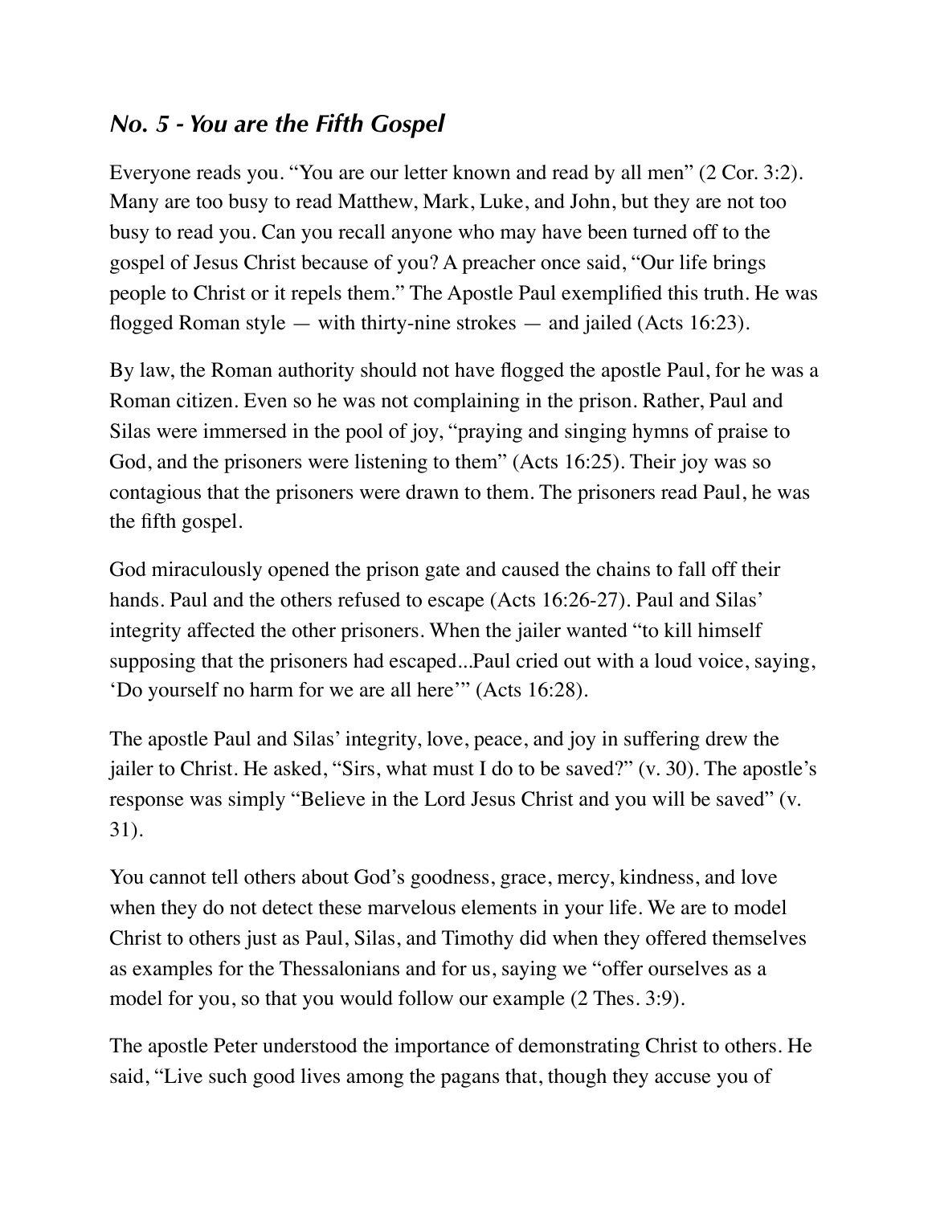## *No. 5 - You are the Fifth Gospel*

Everyone reads you. "You are our letter known and read by all men" (2 Cor. 3:2). Many are too busy to read Matthew, Mark, Luke, and John, but they are not too busy to read you. Can you recall anyone who may have been turned off to the gospel of Jesus Christ because of you? A preacher once said, "Our life brings people to Christ or it repels them." The Apostle Paul exemplified this truth. He was flogged Roman style — with thirty-nine strokes — and jailed (Acts 16:23).

By law, the Roman authority should not have flogged the apostle Paul, for he was a Roman citizen. Even so he was not complaining in the prison. Rather, Paul and Silas were immersed in the pool of joy, "praying and singing hymns of praise to God, and the prisoners were listening to them" (Acts 16:25). Their joy was so contagious that the prisoners were drawn to them. The prisoners read Paul, he was the fifth gospel.

God miraculously opened the prison gate and caused the chains to fall off their hands. Paul and the others refused to escape (Acts 16:26-27). Paul and Silas' integrity affected the other prisoners. When the jailer wanted "to kill himself supposing that the prisoners had escaped...Paul cried out with a loud voice, saying, 'Do yourself no harm for we are all here'" (Acts 16:28).

The apostle Paul and Silas' integrity, love, peace, and joy in suffering drew the jailer to Christ. He asked, "Sirs, what must I do to be saved?" (v. 30). The apostle's response was simply "Believe in the Lord Jesus Christ and you will be saved" (v. 31).

You cannot tell others about God's goodness, grace, mercy, kindness, and love when they do not detect these marvelous elements in your life. We are to model Christ to others just as Paul, Silas, and Timothy did when they offered themselves as examples for the Thessalonians and for us, saying we "offer ourselves as a model for you, so that you would follow our example (2 Thes. 3:9).

The apostle Peter understood the importance of demonstrating Christ to others. He said, "Live such good lives among the pagans that, though they accuse you of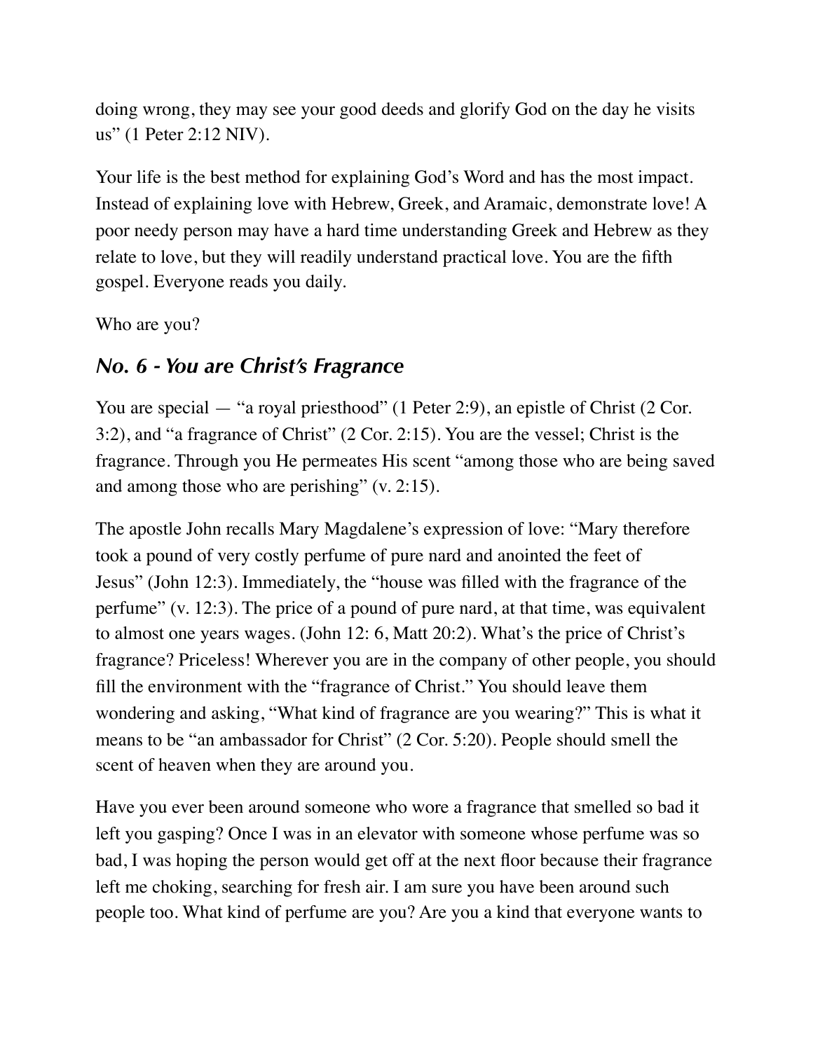doing wrong, they may see your good deeds and glorify God on the day he visits us" (1 Peter 2:12 NIV).

Your life is the best method for explaining God's Word and has the most impact. Instead of explaining love with Hebrew, Greek, and Aramaic, demonstrate love! A poor needy person may have a hard time understanding Greek and Hebrew as they relate to love, but they will readily understand practical love. You are the fifth gospel. Everyone reads you daily.

Who are you?

### *No. 6 - You are Christ's Fragrance*

You are special — "a royal priesthood" (1 Peter 2:9), an epistle of Christ (2 Cor. 3:2), and "a fragrance of Christ" (2 Cor. 2:15). You are the vessel; Christ is the fragrance. Through you He permeates His scent "among those who are being saved and among those who are perishing" (v. 2:15).

The apostle John recalls Mary Magdalene's expression of love: "Mary therefore took a pound of very costly perfume of pure nard and anointed the feet of Jesus" (John 12:3). Immediately, the "house was filled with the fragrance of the perfume" (v. 12:3). The price of a pound of pure nard, at that time, was equivalent to almost one years wages. (John 12: 6, Matt 20:2). What's the price of Christ's fragrance? Priceless! Wherever you are in the company of other people, you should fill the environment with the "fragrance of Christ." You should leave them wondering and asking, "What kind of fragrance are you wearing?" This is what it means to be "an ambassador for Christ" (2 Cor. 5:20). People should smell the scent of heaven when they are around you.

Have you ever been around someone who wore a fragrance that smelled so bad it left you gasping? Once I was in an elevator with someone whose perfume was so bad, I was hoping the person would get off at the next floor because their fragrance left me choking, searching for fresh air. I am sure you have been around such people too. What kind of perfume are you? Are you a kind that everyone wants to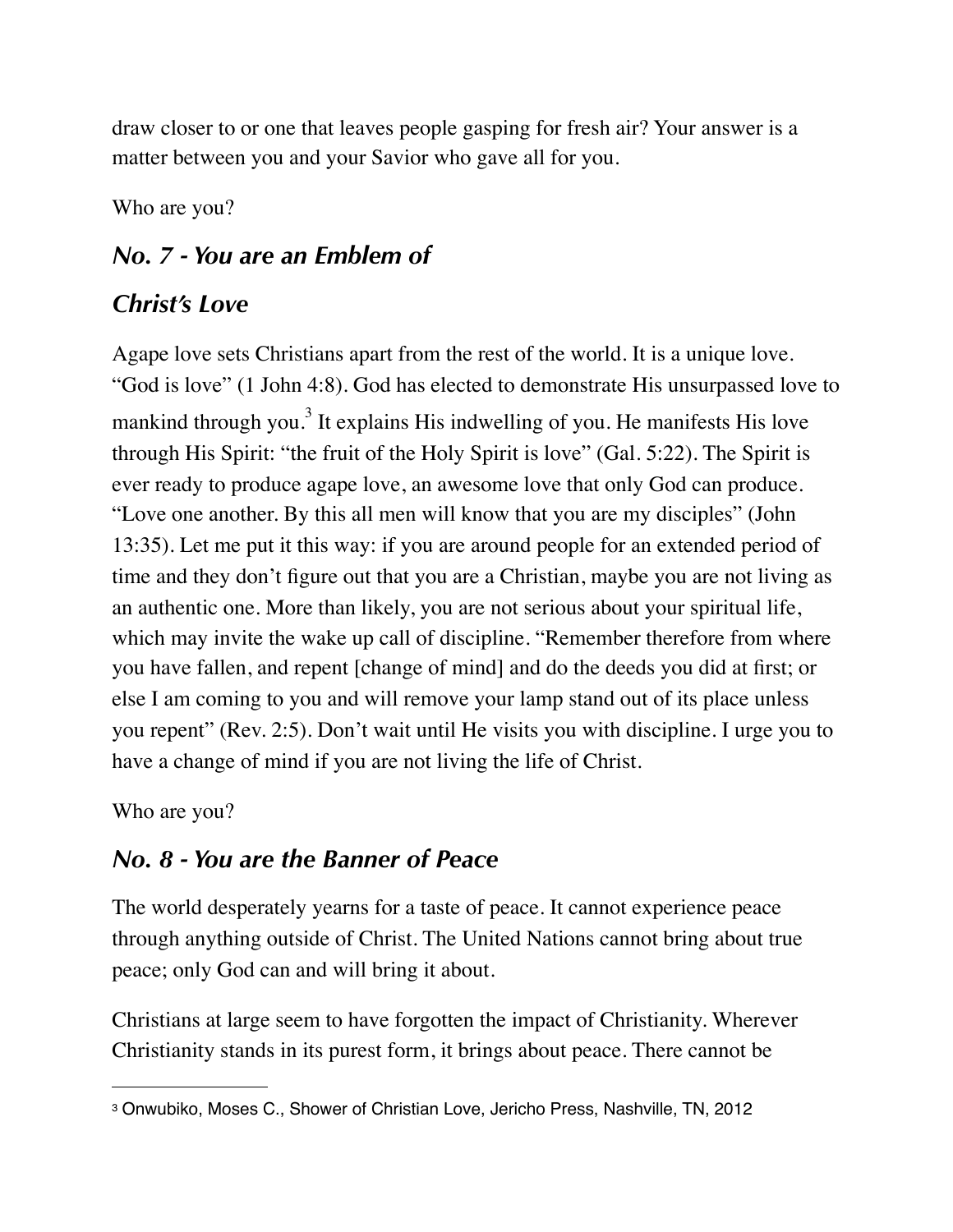draw closer to or one that leaves people gasping for fresh air? Your answer is a matter between you and your Savior who gave all for you.

Who are you?

### *No. 7 - You are an Emblem of Christ's Love*

Agape love sets Christians apart from the rest of the world. It is a unique love. "God is love" (1 John 4:8). God has elected to demonstrate His unsurpassed love to mankind through you.[3] It explains His indwelling of you. He manifests His love through His Spirit: "the fruit of the Holy Spirit is love" (Gal. 5:22). The Spirit is ever ready to produce agape love, an awesome love that only God can produce. "Love one another. By this all men will know that you are my disciples" (John 13:35). Let me put it this way: if you are around people for an extended period of time and they don't figure out that you are a Christian, maybe you are not living as an authentic one. More than likely, you are not serious about your spiritual life, which may invite the wake up call of discipline. "Remember therefore from where you have fallen, and repent [change of mind] and do the deeds you did at first; or else I am coming to you and will remove your lamp stand out of its place unless you repent" (Rev. 2:5). Don't wait until He visits you with discipline. I urge you to have a change of mind if you are not living the life of Christ.

Who are you?

### *No. 8 - You are the Banner of Peace*

The world desperately yearns for a taste of peace. It cannot experience peace through anything outside of Christ. The United Nations cannot bring about true peace; only God can and will bring it about.

Christians at large seem to have forgotten the impact of Christianity. Wherever Christianity stands in its purest form, it brings about peace. There cannot be

---

[3] Onwubiko, Moses C., Shower of Christian Love, Jericho Press, Nashville, TN, 2012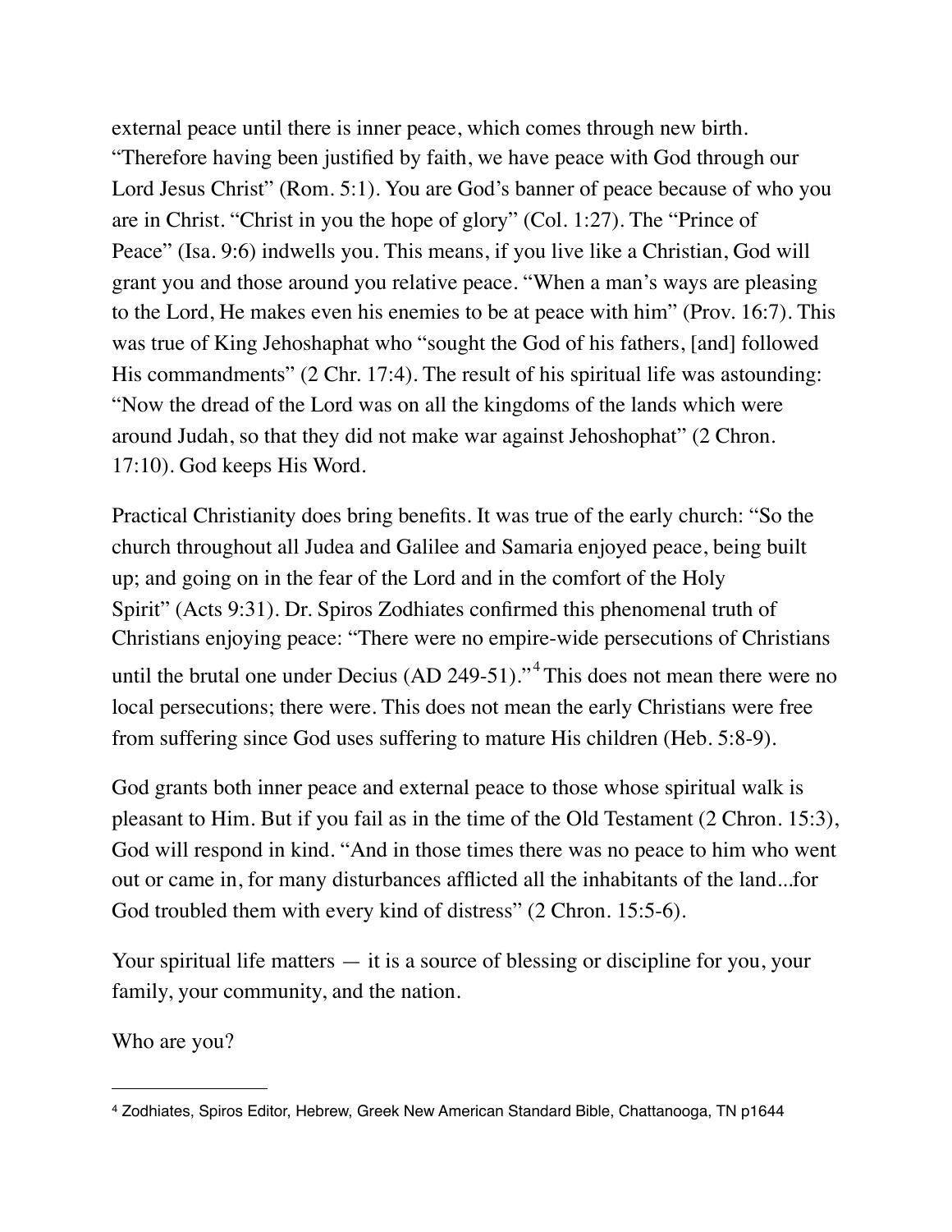external peace until there is inner peace, which comes through new birth. “Therefore having been justified by faith, we have peace with God through our Lord Jesus Christ” (Rom. 5:1). You are God’s banner of peace because of who you are in Christ. “Christ in you the hope of glory” (Col. 1:27). The “Prince of Peace” (Isa. 9:6) indwells you. This means, if you live like a Christian, God will grant you and those around you relative peace. “When a man’s ways are pleasing to the Lord, He makes even his enemies to be at peace with him” (Prov. 16:7). This was true of King Jehoshaphat who “sought the God of his fathers, [and] followed His commandments” (2 Chr. 17:4). The result of his spiritual life was astounding: “Now the dread of the Lord was on all the kingdoms of the lands which were around Judah, so that they did not make war against Jehoshaphat” (2 Chron. 17:10). God keeps His Word.

Practical Christianity does bring benefits. It was true of the early church: “So the church throughout all Judea and Galilee and Samaria enjoyed peace, being built up; and going on in the fear of the Lord and in the comfort of the Holy Spirit” (Acts 9:31). Dr. Spiros Zodhiates confirmed this phenomenal truth of Christians enjoying peace: “There were no empire-wide persecutions of Christians until the brutal one under Decius (AD 249-51).”[4] This does not mean there were no local persecutions; there were. This does not mean the early Christians were free from suffering since God uses suffering to mature His children (Heb. 5:8-9).

God grants both inner peace and external peace to those whose spiritual walk is pleasant to Him. But if you fail as in the time of the Old Testament (2 Chron. 15:3), God will respond in kind. “And in those times there was no peace to him who went out or came in, for many disturbances afflicted all the inhabitants of the land...for God troubled them with every kind of distress” (2 Chron. 15:5-6).

Your spiritual life matters — it is a source of blessing or discipline for you, your family, your community, and the nation.

Who are you?

---

[4] Zodhiates, Spiros Editor, Hebrew, Greek New American Standard Bible, Chattanooga, TN p1644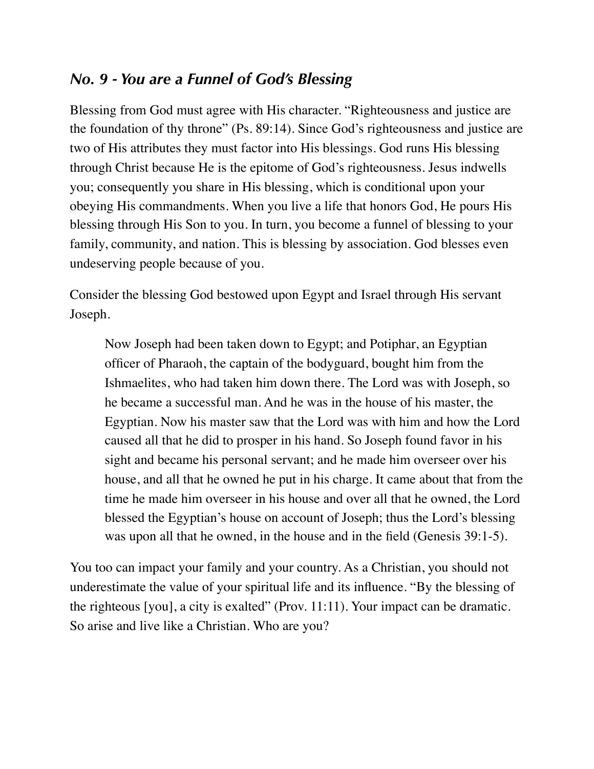## *No. 9 - You are a Funnel of God's Blessing*

Blessing from God must agree with His character. "Righteousness and justice are the foundation of thy throne" (Ps. 89:14). Since God's righteousness and justice are two of His attributes they must factor into His blessings. God runs His blessing through Christ because He is the epitome of God's righteousness. Jesus indwells you; consequently you share in His blessing, which is conditional upon your obeying His commandments. When you live a life that honors God, He pours His blessing through His Son to you. In turn, you become a funnel of blessing to your family, community, and nation. This is blessing by association. God blesses even undeserving people because of you.

Consider the blessing God bestowed upon Egypt and Israel through His servant Joseph.

> Now Joseph had been taken down to Egypt; and Potiphar, an Egyptian officer of Pharaoh, the captain of the bodyguard, bought him from the Ishmaelites, who had taken him down there. The Lord was with Joseph, so he became a successful man. And he was in the house of his master, the Egyptian. Now his master saw that the Lord was with him and how the Lord caused all that he did to prosper in his hand. So Joseph found favor in his sight and became his personal servant; and he made him overseer over his house, and all that he owned he put in his charge. It came about that from the time he made him overseer in his house and over all that he owned, the Lord blessed the Egyptian's house on account of Joseph; thus the Lord's blessing was upon all that he owned, in the house and in the field (Genesis 39:1-5).

You too can impact your family and your country. As a Christian, you should not underestimate the value of your spiritual life and its influence. "By the blessing of the righteous [you], a city is exalted" (Prov. 11:11). Your impact can be dramatic. So arise and live like a Christian. Who are you?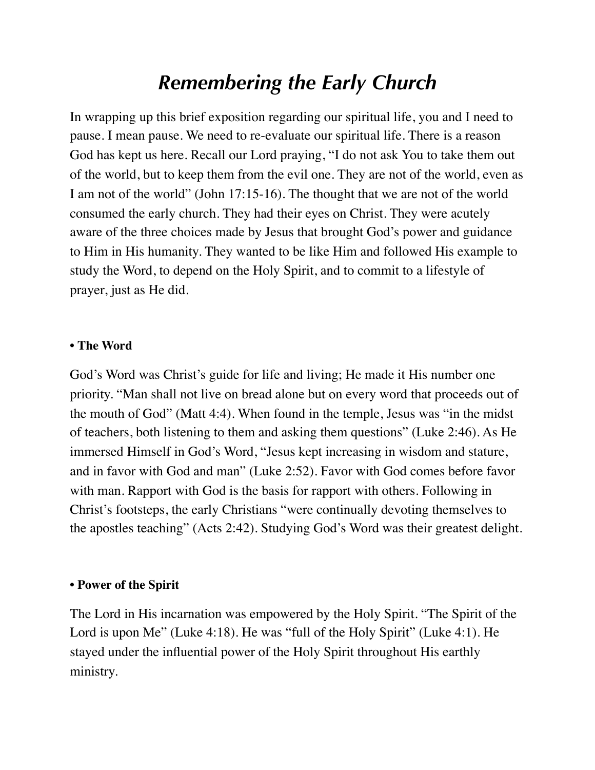# *Remembering the Early Church*

In wrapping up this brief exposition regarding our spiritual life, you and I need to pause. I mean pause. We need to re-evaluate our spiritual life. There is a reason God has kept us here. Recall our Lord praying, "I do not ask You to take them out of the world, but to keep them from the evil one. They are not of the world, even as I am not of the world" (John 17:15-16). The thought that we are not of the world consumed the early church. They had their eyes on Christ. They were acutely aware of the three choices made by Jesus that brought God's power and guidance to Him in His humanity. They wanted to be like Him and followed His example to study the Word, to depend on the Holy Spirit, and to commit to a lifestyle of prayer, just as He did.

**• The Word**

God's Word was Christ's guide for life and living; He made it His number one priority. "Man shall not live on bread alone but on every word that proceeds out of the mouth of God" (Matt 4:4). When found in the temple, Jesus was "in the midst of teachers, both listening to them and asking them questions" (Luke 2:46). As He immersed Himself in God's Word, "Jesus kept increasing in wisdom and stature, and in favor with God and man" (Luke 2:52). Favor with God comes before favor with man. Rapport with God is the basis for rapport with others. Following in Christ's footsteps, the early Christians "were continually devoting themselves to the apostles teaching" (Acts 2:42). Studying God's Word was their greatest delight.

**• Power of the Spirit**

The Lord in His incarnation was empowered by the Holy Spirit. "The Spirit of the Lord is upon Me" (Luke 4:18). He was "full of the Holy Spirit" (Luke 4:1). He stayed under the influential power of the Holy Spirit throughout His earthly ministry.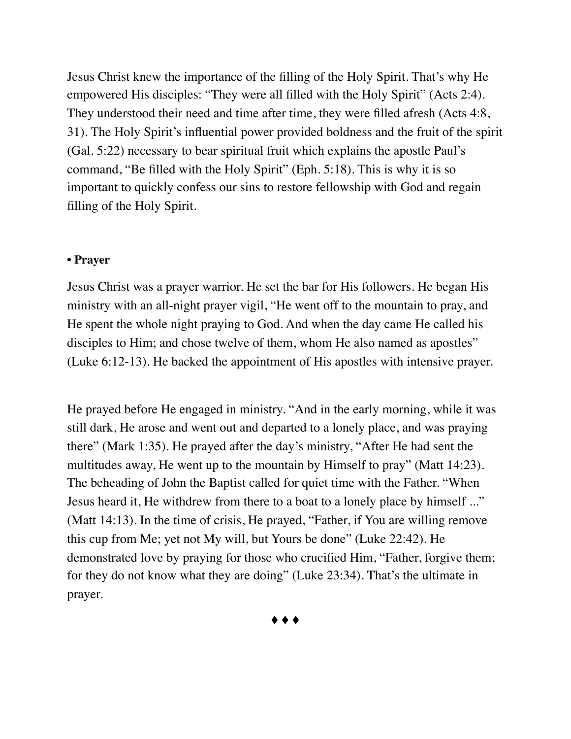Jesus Christ knew the importance of the filling of the Holy Spirit. That's why He empowered His disciples: "They were all filled with the Holy Spirit" (Acts 2:4). They understood their need and time after time, they were filled afresh (Acts 4:8, 31). The Holy Spirit's influential power provided boldness and the fruit of the spirit (Gal. 5:22) necessary to bear spiritual fruit which explains the apostle Paul's command, "Be filled with the Holy Spirit" (Eph. 5:18). This is why it is so important to quickly confess our sins to restore fellowship with God and regain filling of the Holy Spirit.

**• Prayer**

Jesus Christ was a prayer warrior. He set the bar for His followers. He began His ministry with an all-night prayer vigil, "He went off to the mountain to pray, and He spent the whole night praying to God. And when the day came He called his disciples to Him; and chose twelve of them, whom He also named as apostles" (Luke 6:12-13). He backed the appointment of His apostles with intensive prayer.

He prayed before He engaged in ministry. "And in the early morning, while it was still dark, He arose and went out and departed to a lonely place, and was praying there" (Mark 1:35). He prayed after the day's ministry, "After He had sent the multitudes away, He went up to the mountain by Himself to pray" (Matt 14:23). The beheading of John the Baptist called for quiet time with the Father. "When Jesus heard it, He withdrew from there to a boat to a lonely place by himself ..." (Matt 14:13). In the time of crisis, He prayed, "Father, if You are willing remove this cup from Me; yet not My will, but Yours be done" (Luke 22:42). He demonstrated love by praying for those who crucified Him, "Father, forgive them; for they do not know what they are doing" (Luke 23:34). That's the ultimate in prayer.

♦ ♦ ♦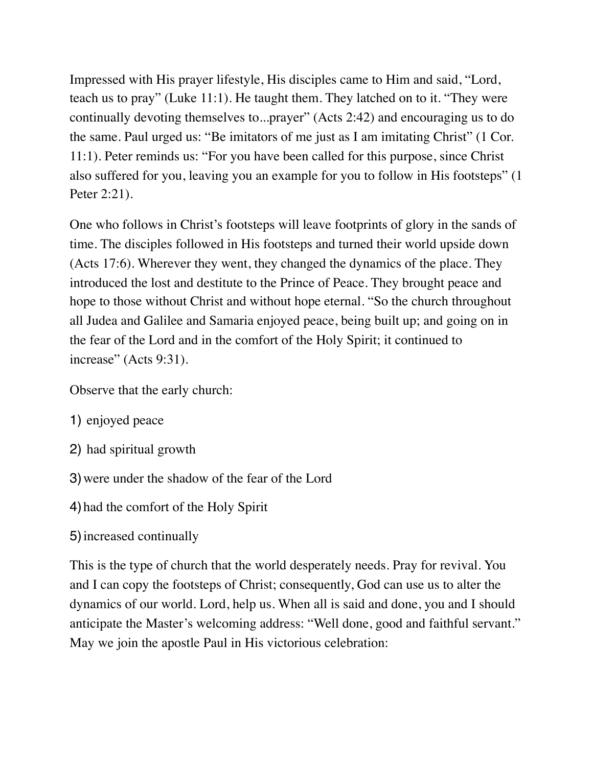Impressed with His prayer lifestyle, His disciples came to Him and said, “Lord, teach us to pray” (Luke 11:1). He taught them. They latched on to it. “They were continually devoting themselves to...prayer” (Acts 2:42) and encouraging us to do the same. Paul urged us: “Be imitators of me just as I am imitating Christ” (1 Cor. 11:1). Peter reminds us: “For you have been called for this purpose, since Christ also suffered for you, leaving you an example for you to follow in His footsteps” (1 Peter 2:21).

One who follows in Christ’s footsteps will leave footprints of glory in the sands of time. The disciples followed in His footsteps and turned their world upside down (Acts 17:6). Wherever they went, they changed the dynamics of the place. They introduced the lost and destitute to the Prince of Peace. They brought peace and hope to those without Christ and without hope eternal. “So the church throughout all Judea and Galilee and Samaria enjoyed peace, being built up; and going on in the fear of the Lord and in the comfort of the Holy Spirit; it continued to increase” (Acts 9:31).

Observe that the early church:

1) enjoyed peace

2) had spiritual growth

3) were under the shadow of the fear of the Lord

4) had the comfort of the Holy Spirit

5) increased continually

This is the type of church that the world desperately needs. Pray for revival. You and I can copy the footsteps of Christ; consequently, God can use us to alter the dynamics of our world. Lord, help us. When all is said and done, you and I should anticipate the Master’s welcoming address: “Well done, good and faithful servant.” May we join the apostle Paul in His victorious celebration: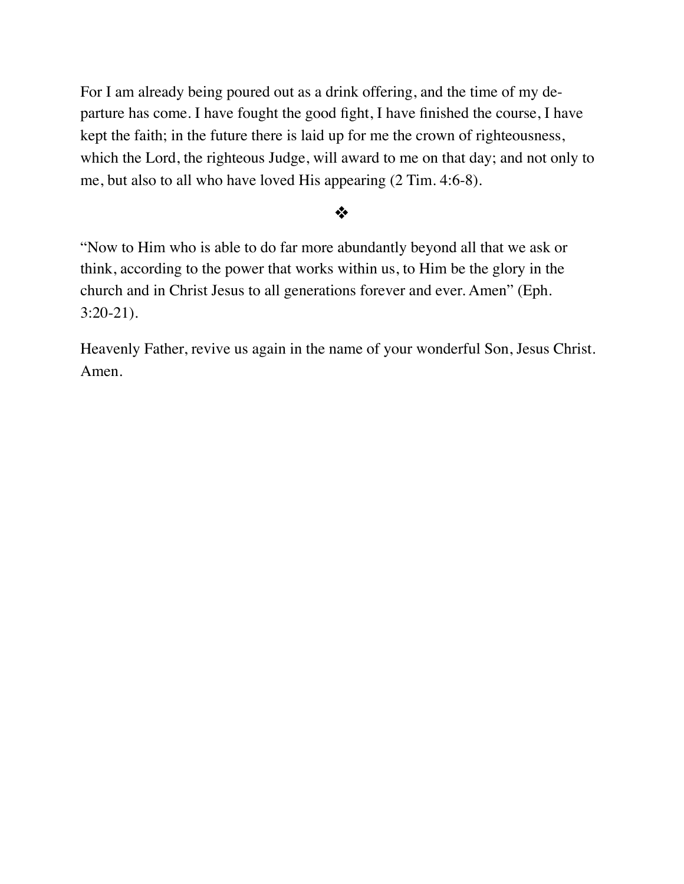For I am already being poured out as a drink offering, and the time of my departure has come. I have fought the good fight, I have finished the course, I have kept the faith; in the future there is laid up for me the crown of righteousness, which the Lord, the righteous Judge, will award to me on that day; and not only to me, but also to all who have loved His appearing (2 Tim. 4:6-8).

❖

"Now to Him who is able to do far more abundantly beyond all that we ask or think, according to the power that works within us, to Him be the glory in the church and in Christ Jesus to all generations forever and ever. Amen" (Eph. 3:20-21).

Heavenly Father, revive us again in the name of your wonderful Son, Jesus Christ. Amen.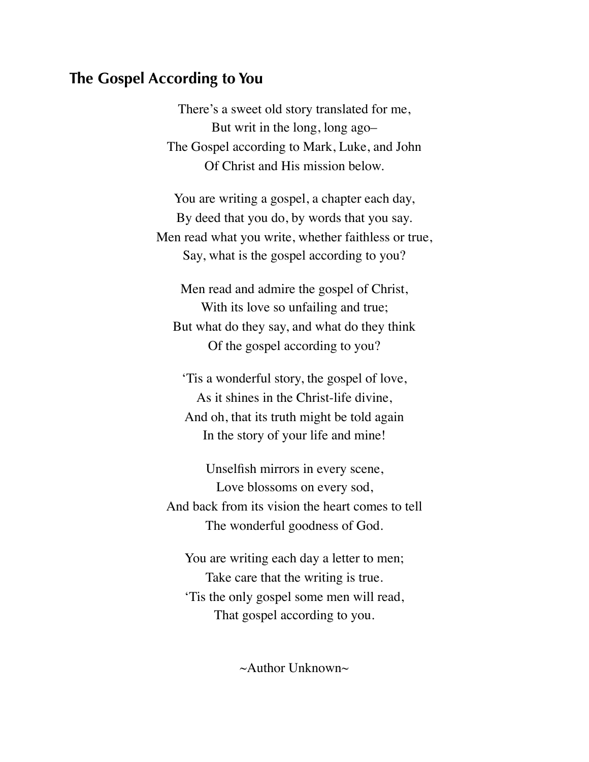## The Gospel According to You

There's a sweet old story translated for me,  
But writ in the long, long ago–  
The Gospel according to Mark, Luke, and John  
Of Christ and His mission below.

You are writing a gospel, a chapter each day,  
By deed that you do, by words that you say.  
Men read what you write, whether faithless or true,  
Say, what is the gospel according to you?

Men read and admire the gospel of Christ,  
With its love so unfailing and true;  
But what do they say, and what do they think  
Of the gospel according to you?

'Tis a wonderful story, the gospel of love,  
As it shines in the Christ-life divine,  
And oh, that its truth might be told again  
In the story of your life and mine!

Unselfish mirrors in every scene,  
Love blossoms on every sod,  
And back from its vision the heart comes to tell  
The wonderful goodness of God.

You are writing each day a letter to men;  
Take care that the writing is true.  
'Tis the only gospel some men will read,  
That gospel according to you.

~Author Unknown~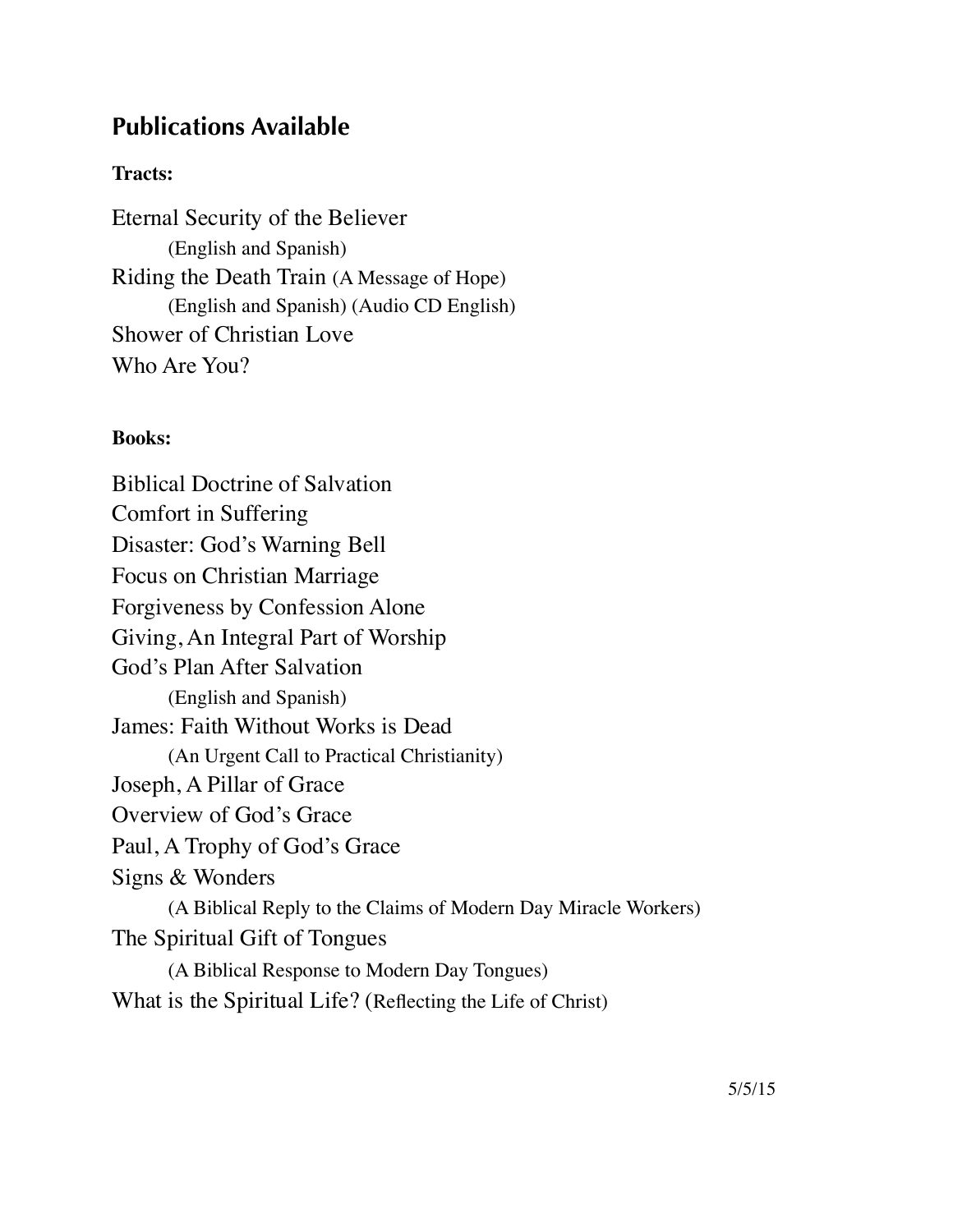## Publications Available

**Tracts:**

Eternal Security of the Believer
(English and Spanish)
Riding the Death Train (A Message of Hope)
(English and Spanish) (Audio CD English)
Shower of Christian Love
Who Are You?

**Books:**

Biblical Doctrine of Salvation
Comfort in Suffering
Disaster: God's Warning Bell
Focus on Christian Marriage
Forgiveness by Confession Alone
Giving, An Integral Part of Worship
God's Plan After Salvation
(English and Spanish)
James: Faith Without Works is Dead
(An Urgent Call to Practical Christianity)
Joseph, A Pillar of Grace
Overview of God's Grace
Paul, A Trophy of God's Grace
Signs & Wonders
(A Biblical Reply to the Claims of Modern Day Miracle Workers)
The Spiritual Gift of Tongues
(A Biblical Response to Modern Day Tongues)
What is the Spiritual Life? (Reflecting the Life of Christ)

5/5/15